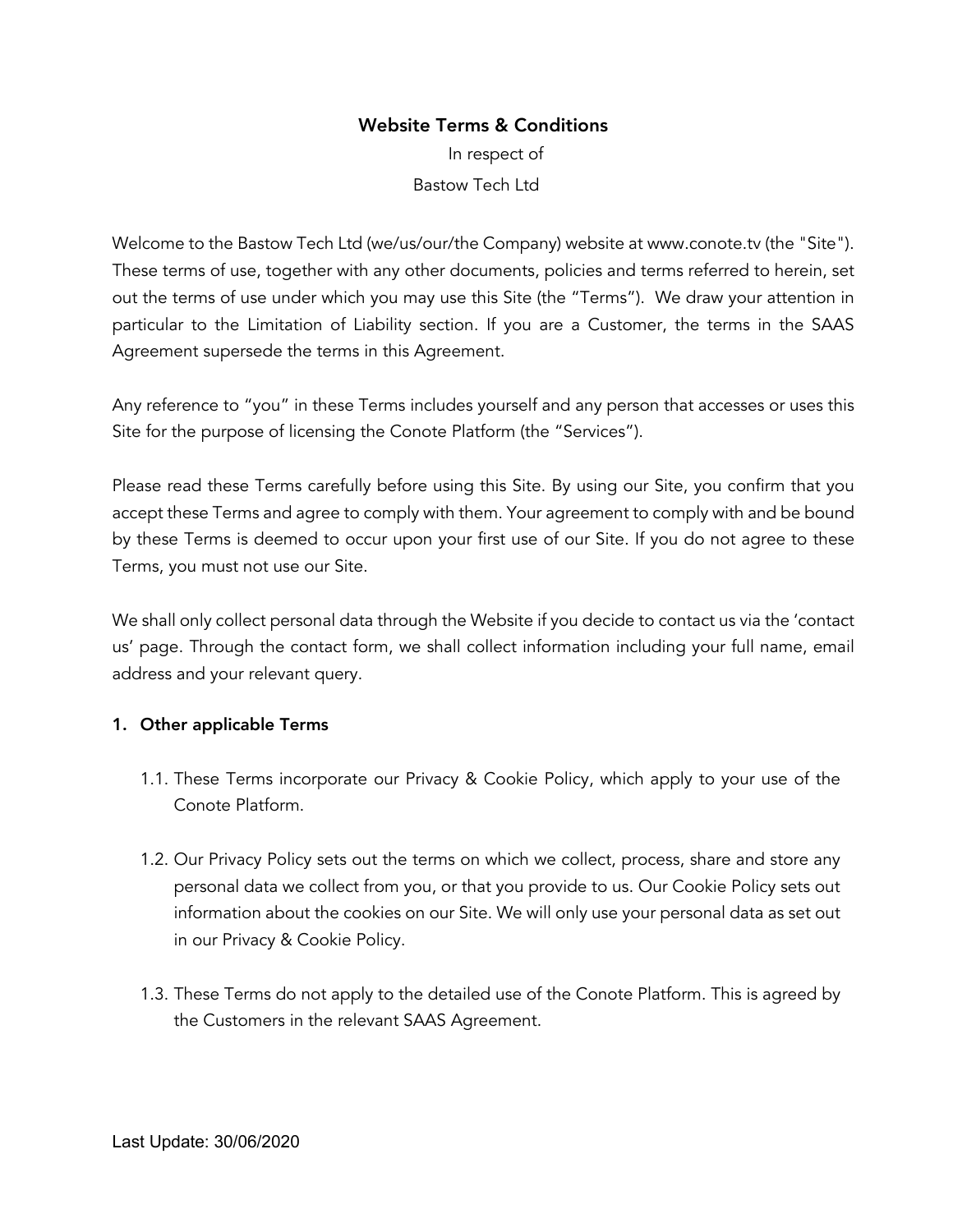# Website Terms & Conditions

In respect of

Bastow Tech Ltd

Welcome to the Bastow Tech Ltd (we/us/our/the Company) website at www.conote.tv (the "Site"). These terms of use, together with any other documents, policies and terms referred to herein, set out the terms of use under which you may use this Site (the "Terms"). We draw your attention in particular to the Limitation of Liability section. If you are a Customer, the terms in the SAAS Agreement supersede the terms in this Agreement.

Any reference to "you" in these Terms includes yourself and any person that accesses or uses this Site for the purpose of licensing the Conote Platform (the "Services").

Please read these Terms carefully before using this Site. By using our Site, you confirm that you accept these Terms and agree to comply with them. Your agreement to comply with and be bound by these Terms is deemed to occur upon your first use of our Site. If you do not agree to these Terms, you must not use our Site.

We shall only collect personal data through the Website if you decide to contact us via the 'contact us' page. Through the contact form, we shall collect information including your full name, email address and your relevant query.

## 1. Other applicable Terms

1.1. These Terms incorporate our Privacy & Cookie Policy, which apply to your use of the Conote Platform.

1.2. Our Privacy Policy sets out the terms on which we collect, process, share and store any personal data we collect from you, or that you provide to us. Our Cookie Policy sets out information about the cookies on our Site. We will only use your personal data as set out in our Privacy & Cookie Policy.

1.3. These Terms do not apply to the detailed use of the Conote Platform. This is agreed by the Customers in the relevant SAAS Agreement.

Last Update: 30/06/2020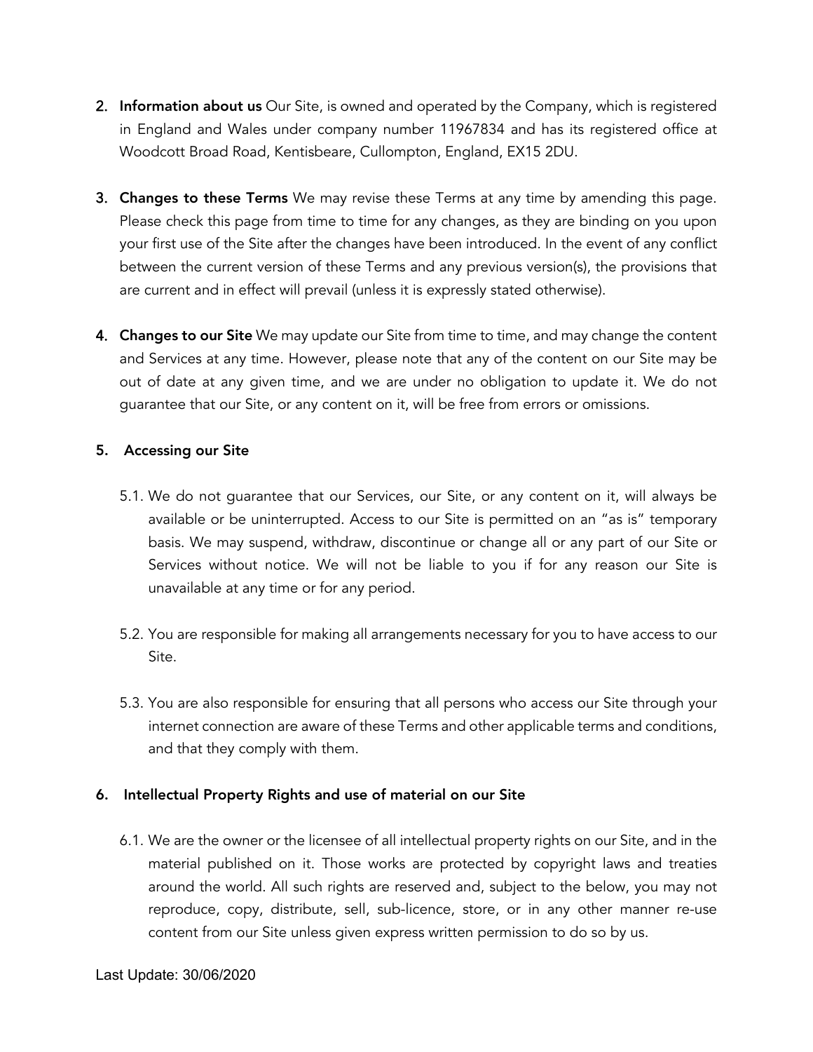2. **Information about us** Our Site, is owned and operated by the Company, which is registered in England and Wales under company number 11967834 and has its registered office at Woodcott Broad Road, Kentisbeare, Cullompton, England, EX15 2DU.

3. **Changes to these Terms** We may revise these Terms at any time by amending this page. Please check this page from time to time for any changes, as they are binding on you upon your first use of the Site after the changes have been introduced. In the event of any conflict between the current version of these Terms and any previous version(s), the provisions that are current and in effect will prevail (unless it is expressly stated otherwise).

4. **Changes to our Site** We may update our Site from time to time, and may change the content and Services at any time. However, please note that any of the content on our Site may be out of date at any given time, and we are under no obligation to update it. We do not guarantee that our Site, or any content on it, will be free from errors or omissions.

5. **Accessing our Site**

   5.1. We do not guarantee that our Services, our Site, or any content on it, will always be available or be uninterrupted. Access to our Site is permitted on an "as is" temporary basis. We may suspend, withdraw, discontinue or change all or any part of our Site or Services without notice. We will not be liable to you if for any reason our Site is unavailable at any time or for any period.

   5.2. You are responsible for making all arrangements necessary for you to have access to our Site.

   5.3. You are also responsible for ensuring that all persons who access our Site through your internet connection are aware of these Terms and other applicable terms and conditions, and that they comply with them.

6. **Intellectual Property Rights and use of material on our Site**

   6.1. We are the owner or the licensee of all intellectual property rights on our Site, and in the material published on it. Those works are protected by copyright laws and treaties around the world. All such rights are reserved and, subject to the below, you may not reproduce, copy, distribute, sell, sub-licence, store, or in any other manner re-use content from our Site unless given express written permission to do so by us.

Last Update: 30/06/2020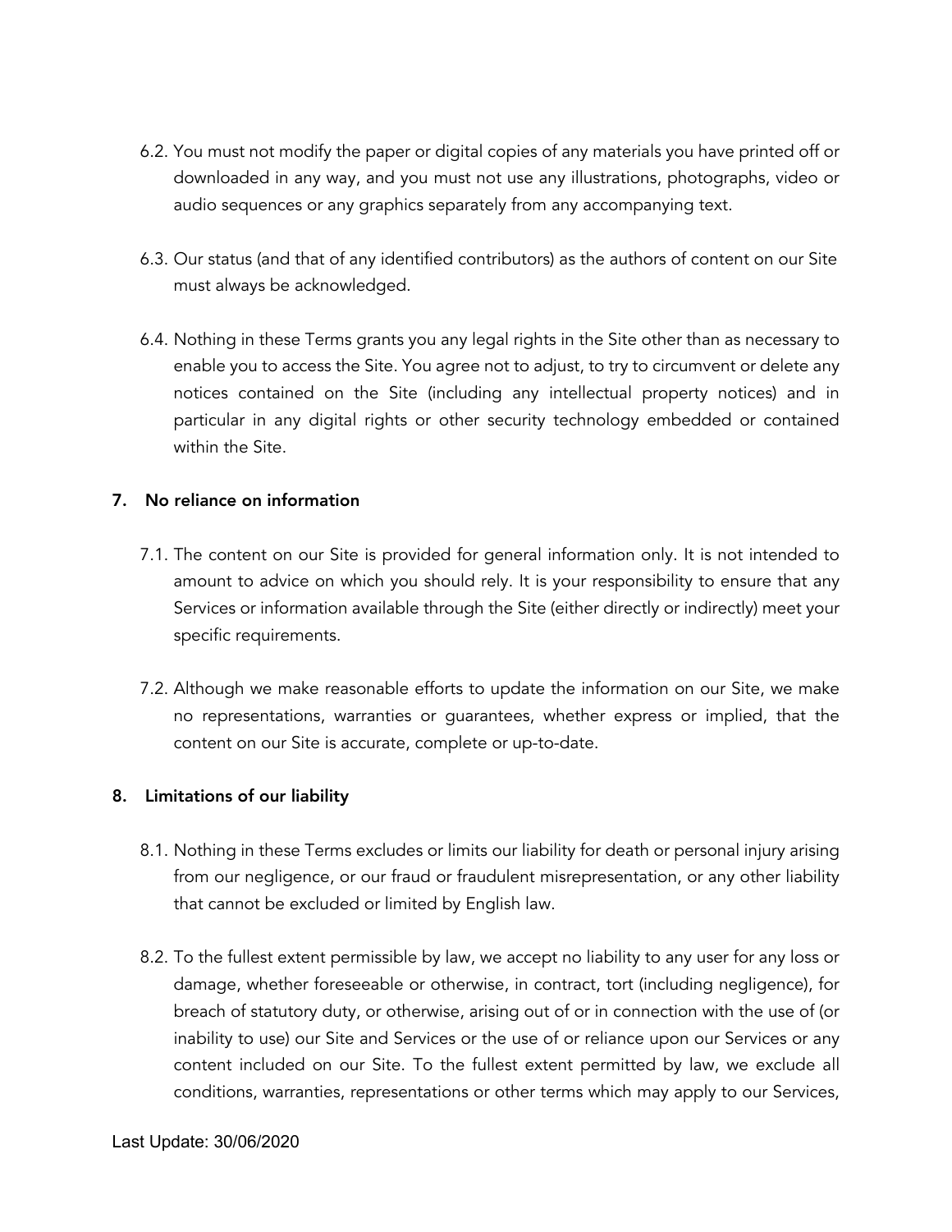6.2. You must not modify the paper or digital copies of any materials you have printed off or downloaded in any way, and you must not use any illustrations, photographs, video or audio sequences or any graphics separately from any accompanying text.

6.3. Our status (and that of any identified contributors) as the authors of content on our Site must always be acknowledged.

6.4. Nothing in these Terms grants you any legal rights in the Site other than as necessary to enable you to access the Site. You agree not to adjust, to try to circumvent or delete any notices contained on the Site (including any intellectual property notices) and in particular in any digital rights or other security technology embedded or contained within the Site.

## 7. No reliance on information

7.1. The content on our Site is provided for general information only. It is not intended to amount to advice on which you should rely. It is your responsibility to ensure that any Services or information available through the Site (either directly or indirectly) meet your specific requirements.

7.2. Although we make reasonable efforts to update the information on our Site, we make no representations, warranties or guarantees, whether express or implied, that the content on our Site is accurate, complete or up-to-date.

## 8. Limitations of our liability

8.1. Nothing in these Terms excludes or limits our liability for death or personal injury arising from our negligence, or our fraud or fraudulent misrepresentation, or any other liability that cannot be excluded or limited by English law.

8.2. To the fullest extent permissible by law, we accept no liability to any user for any loss or damage, whether foreseeable or otherwise, in contract, tort (including negligence), for breach of statutory duty, or otherwise, arising out of or in connection with the use of (or inability to use) our Site and Services or the use of or reliance upon our Services or any content included on our Site. To the fullest extent permitted by law, we exclude all conditions, warranties, representations or other terms which may apply to our Services,

Last Update: 30/06/2020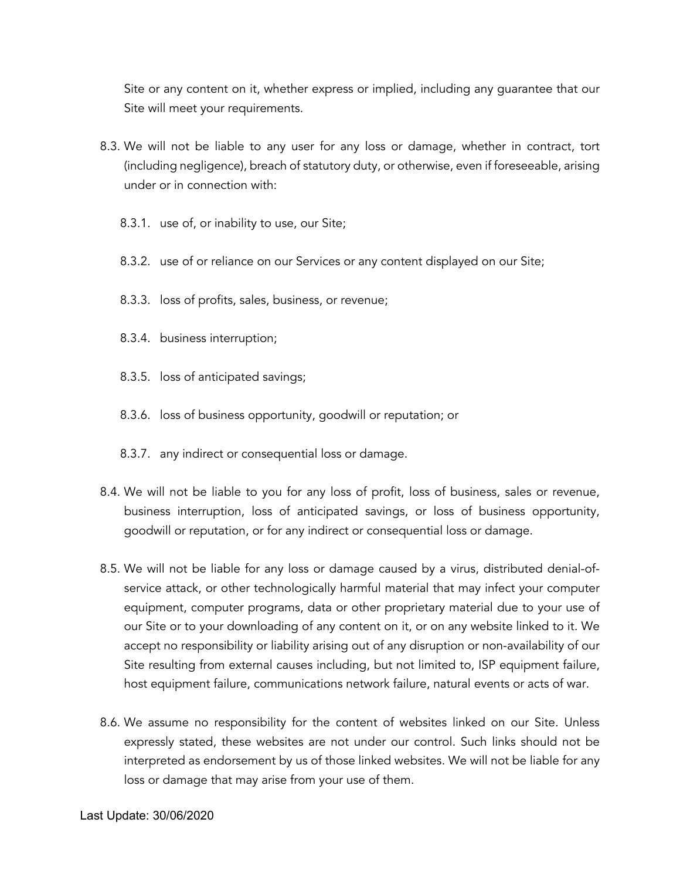Site or any content on it, whether express or implied, including any guarantee that our Site will meet your requirements.

8.3. We will not be liable to any user for any loss or damage, whether in contract, tort (including negligence), breach of statutory duty, or otherwise, even if foreseeable, arising under or in connection with:

  8.3.1. use of, or inability to use, our Site;

  8.3.2. use of or reliance on our Services or any content displayed on our Site;

  8.3.3. loss of profits, sales, business, or revenue;

  8.3.4. business interruption;

  8.3.5. loss of anticipated savings;

  8.3.6. loss of business opportunity, goodwill or reputation; or

  8.3.7. any indirect or consequential loss or damage.

8.4. We will not be liable to you for any loss of profit, loss of business, sales or revenue, business interruption, loss of anticipated savings, or loss of business opportunity, goodwill or reputation, or for any indirect or consequential loss or damage.

8.5. We will not be liable for any loss or damage caused by a virus, distributed denial-of-service attack, or other technologically harmful material that may infect your computer equipment, computer programs, data or other proprietary material due to your use of our Site or to your downloading of any content on it, or on any website linked to it. We accept no responsibility or liability arising out of any disruption or non-availability of our Site resulting from external causes including, but not limited to, ISP equipment failure, host equipment failure, communications network failure, natural events or acts of war.

8.6. We assume no responsibility for the content of websites linked on our Site. Unless expressly stated, these websites are not under our control. Such links should not be interpreted as endorsement by us of those linked websites. We will not be liable for any loss or damage that may arise from your use of them.

Last Update: 30/06/2020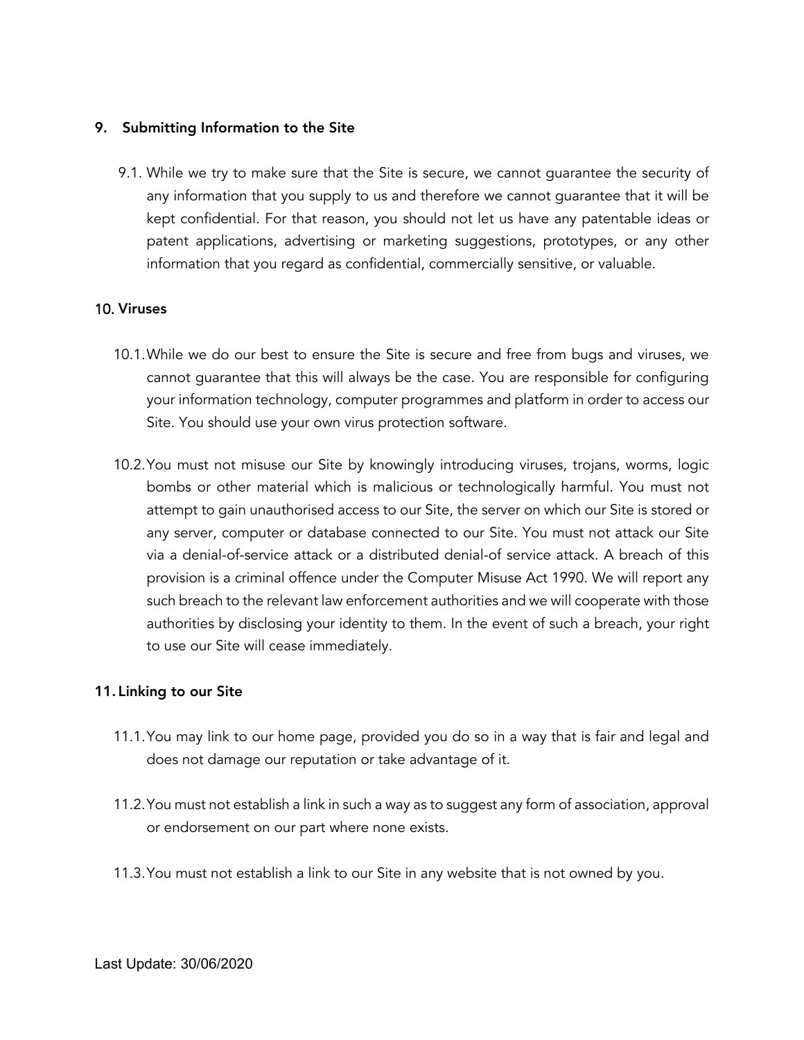## 9. Submitting Information to the Site

9.1. While we try to make sure that the Site is secure, we cannot guarantee the security of any information that you supply to us and therefore we cannot guarantee that it will be kept confidential. For that reason, you should not let us have any patentable ideas or patent applications, advertising or marketing suggestions, prototypes, or any other information that you regard as confidential, commercially sensitive, or valuable.

## 10. Viruses

10.1. While we do our best to ensure the Site is secure and free from bugs and viruses, we cannot guarantee that this will always be the case. You are responsible for configuring your information technology, computer programmes and platform in order to access our Site. You should use your own virus protection software.

10.2. You must not misuse our Site by knowingly introducing viruses, trojans, worms, logic bombs or other material which is malicious or technologically harmful. You must not attempt to gain unauthorised access to our Site, the server on which our Site is stored or any server, computer or database connected to our Site. You must not attack our Site via a denial-of-service attack or a distributed denial-of service attack. A breach of this provision is a criminal offence under the Computer Misuse Act 1990. We will report any such breach to the relevant law enforcement authorities and we will cooperate with those authorities by disclosing your identity to them. In the event of such a breach, your right to use our Site will cease immediately.

## 11. Linking to our Site

11.1. You may link to our home page, provided you do so in a way that is fair and legal and does not damage our reputation or take advantage of it.

11.2. You must not establish a link in such a way as to suggest any form of association, approval or endorsement on our part where none exists.

11.3. You must not establish a link to our Site in any website that is not owned by you.

Last Update: 30/06/2020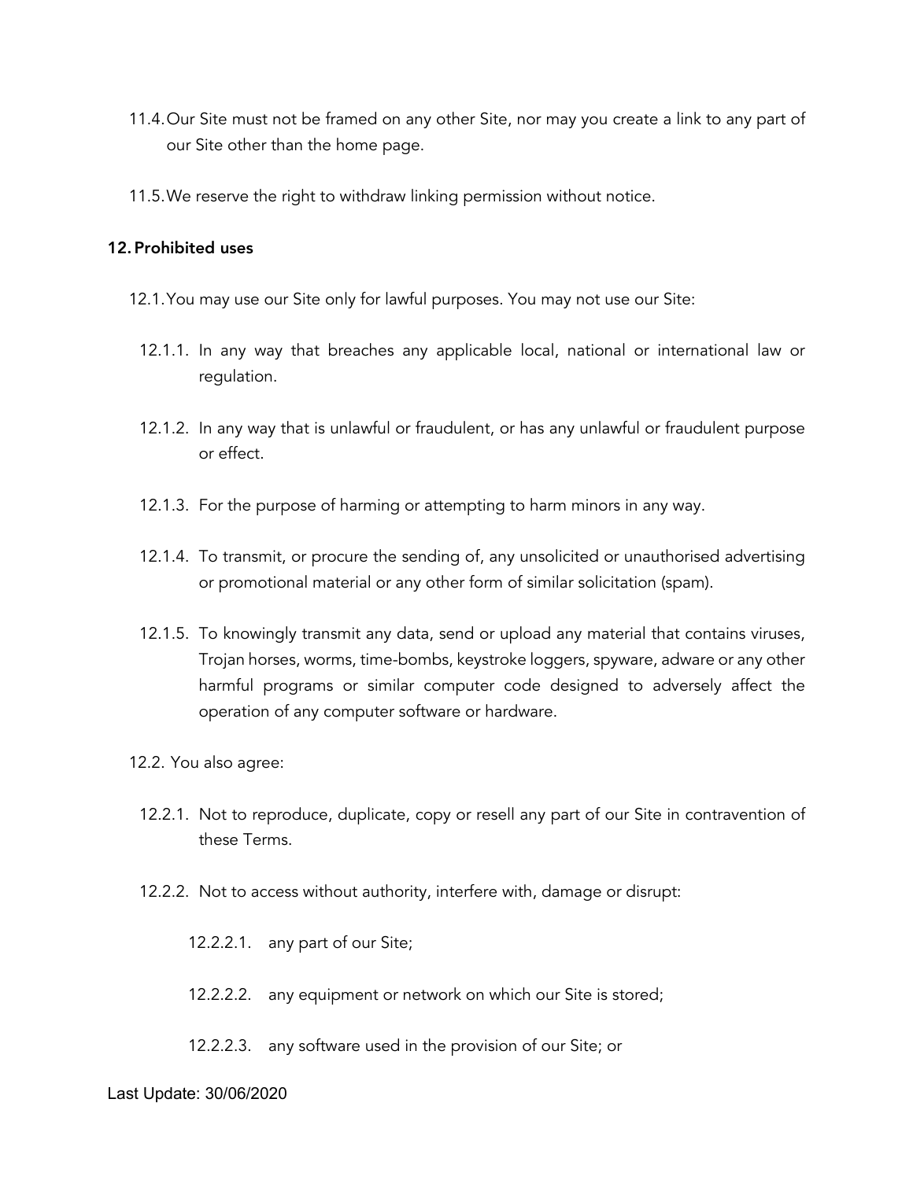11.4. Our Site must not be framed on any other Site, nor may you create a link to any part of our Site other than the home page.

11.5. We reserve the right to withdraw linking permission without notice.

## 12. Prohibited uses

12.1. You may use our Site only for lawful purposes. You may not use our Site:

12.1.1. In any way that breaches any applicable local, national or international law or regulation.

12.1.2. In any way that is unlawful or fraudulent, or has any unlawful or fraudulent purpose or effect.

12.1.3. For the purpose of harming or attempting to harm minors in any way.

12.1.4. To transmit, or procure the sending of, any unsolicited or unauthorised advertising or promotional material or any other form of similar solicitation (spam).

12.1.5. To knowingly transmit any data, send or upload any material that contains viruses, Trojan horses, worms, time-bombs, keystroke loggers, spyware, adware or any other harmful programs or similar computer code designed to adversely affect the operation of any computer software or hardware.

12.2. You also agree:

12.2.1. Not to reproduce, duplicate, copy or resell any part of our Site in contravention of these Terms.

12.2.2. Not to access without authority, interfere with, damage or disrupt:

12.2.2.1. any part of our Site;

12.2.2.2. any equipment or network on which our Site is stored;

12.2.2.3. any software used in the provision of our Site; or

Last Update: 30/06/2020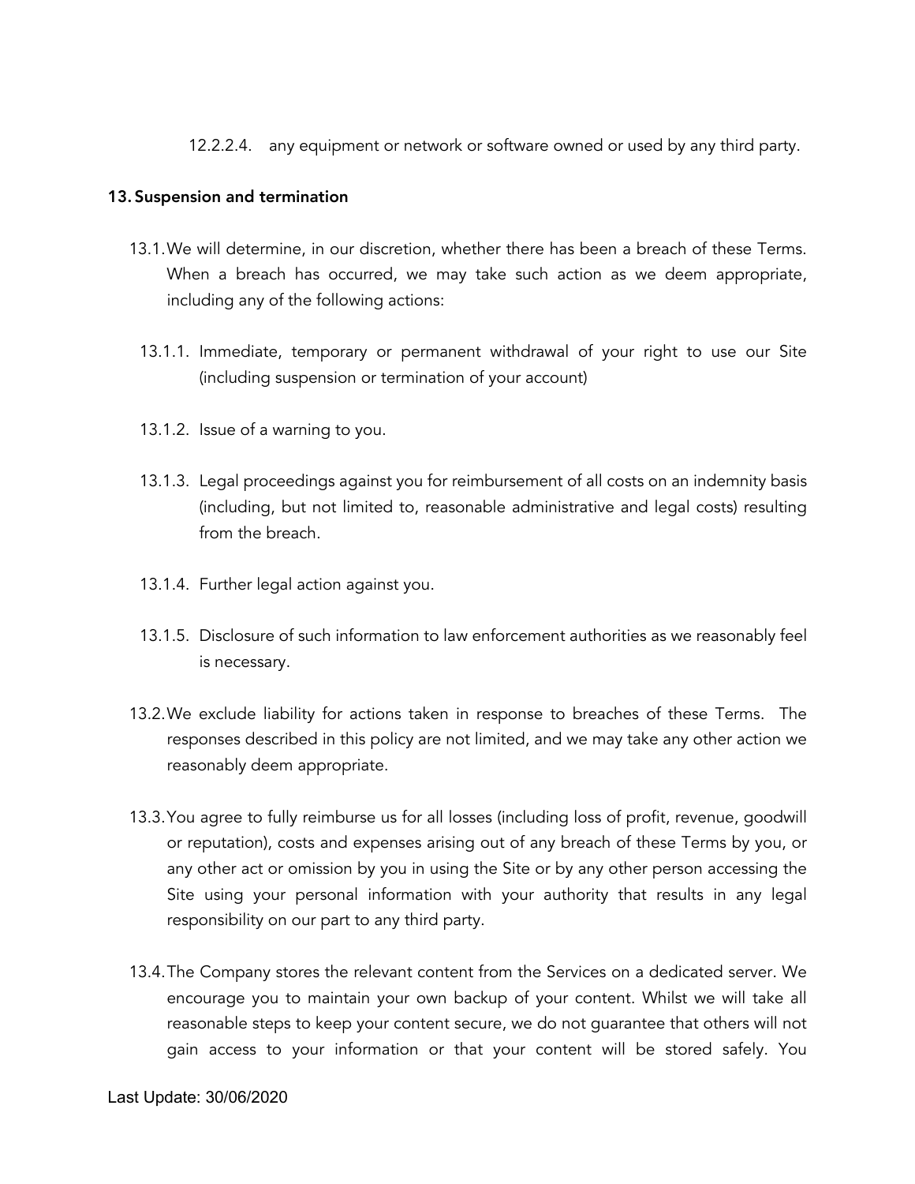12.2.2.4. any equipment or network or software owned or used by any third party.

## 13. Suspension and termination

13.1. We will determine, in our discretion, whether there has been a breach of these Terms. When a breach has occurred, we may take such action as we deem appropriate, including any of the following actions:

13.1.1. Immediate, temporary or permanent withdrawal of your right to use our Site (including suspension or termination of your account)

13.1.2. Issue of a warning to you.

13.1.3. Legal proceedings against you for reimbursement of all costs on an indemnity basis (including, but not limited to, reasonable administrative and legal costs) resulting from the breach.

13.1.4. Further legal action against you.

13.1.5. Disclosure of such information to law enforcement authorities as we reasonably feel is necessary.

13.2. We exclude liability for actions taken in response to breaches of these Terms. The responses described in this policy are not limited, and we may take any other action we reasonably deem appropriate.

13.3. You agree to fully reimburse us for all losses (including loss of profit, revenue, goodwill or reputation), costs and expenses arising out of any breach of these Terms by you, or any other act or omission by you in using the Site or by any other person accessing the Site using your personal information with your authority that results in any legal responsibility on our part to any third party.

13.4. The Company stores the relevant content from the Services on a dedicated server. We encourage you to maintain your own backup of your content. Whilst we will take all reasonable steps to keep your content secure, we do not guarantee that others will not gain access to your information or that your content will be stored safely. You

Last Update: 30/06/2020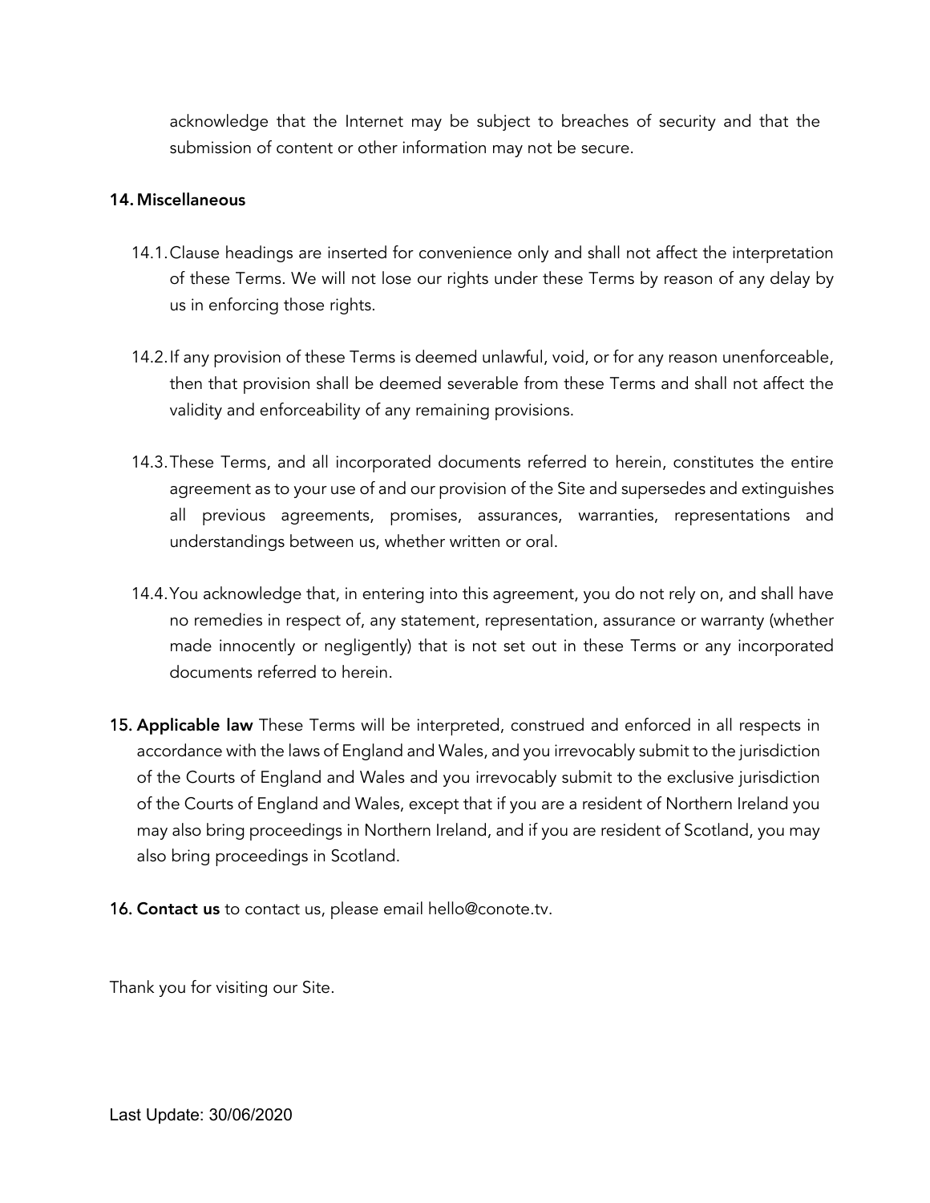acknowledge that the Internet may be subject to breaches of security and that the submission of content or other information may not be secure.

**14. Miscellaneous**

14.1. Clause headings are inserted for convenience only and shall not affect the interpretation of these Terms. We will not lose our rights under these Terms by reason of any delay by us in enforcing those rights.

14.2. If any provision of these Terms is deemed unlawful, void, or for any reason unenforceable, then that provision shall be deemed severable from these Terms and shall not affect the validity and enforceability of any remaining provisions.

14.3. These Terms, and all incorporated documents referred to herein, constitutes the entire agreement as to your use of and our provision of the Site and supersedes and extinguishes all previous agreements, promises, assurances, warranties, representations and understandings between us, whether written or oral.

14.4. You acknowledge that, in entering into this agreement, you do not rely on, and shall have no remedies in respect of, any statement, representation, assurance or warranty (whether made innocently or negligently) that is not set out in these Terms or any incorporated documents referred to herein.

**15. Applicable law** These Terms will be interpreted, construed and enforced in all respects in accordance with the laws of England and Wales, and you irrevocably submit to the jurisdiction of the Courts of England and Wales and you irrevocably submit to the exclusive jurisdiction of the Courts of England and Wales, except that if you are a resident of Northern Ireland you may also bring proceedings in Northern Ireland, and if you are resident of Scotland, you may also bring proceedings in Scotland.

**16. Contact us** to contact us, please email hello@conote.tv.

Thank you for visiting our Site.

Last Update: 30/06/2020